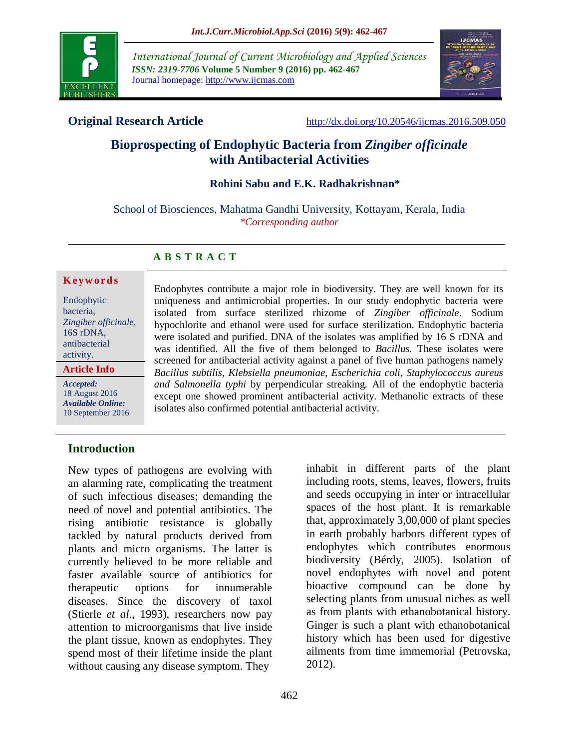**Original Research Article** http://dx.doi.org/10.20546/ijcmas.2016.509.050

# Bioprospecting of Endophytic Bacteria from *Zingiber officinale* with Antibacterial Activities

**Rohini Sabu and E.K. Radhakrishnan***

School of Biosciences, Mahatma Gandhi University, Kottayam, Kerala, India
*\*Corresponding author*

## ABSTRACT

**Keywords**

Endophytic bacteria, *Zingiber officinale*, 16S rDNA, antibacterial activity.

**Article Info**

***Accepted:*** 18 August 2016
***Available Online:*** 10 September 2016

Endophytes contribute a major role in biodiversity. They are well known for its uniqueness and antimicrobial properties. In our study endophytic bacteria were isolated from surface sterilized rhizome of *Zingiber officinale*. Sodium hypochlorite and ethanol were used for surface sterilization. Endophytic bacteria were isolated and purified. DNA of the isolates was amplified by 16 S rDNA and was identified. All the five of them belonged to *Bacillus.* These isolates were screened for antibacterial activity against a panel of five human pathogens namely *Bacillus subtilis, Klebsiella pneumoniae, Escherichia coli, Staphylococcus aureus and Salmonella typhi* by perpendicular streaking*.* All of the endophytic bacteria except one showed prominent antibacterial activity. Methanolic extracts of these isolates also confirmed potential antibacterial activity.

## Introduction

New types of pathogens are evolving with an alarming rate, complicating the treatment of such infectious diseases; demanding the need of novel and potential antibiotics. The rising antibiotic resistance is globally tackled by natural products derived from plants and micro organisms. The latter is currently believed to be more reliable and faster available source of antibiotics for therapeutic options for innumerable diseases. Since the discovery of taxol (Stierle *et al.*, 1993), researchers now pay attention to microorganisms that live inside the plant tissue, known as endophytes. They spend most of their lifetime inside the plant without causing any disease symptom. They inhabit in different parts of the plant including roots, stems, leaves, flowers, fruits and seeds occupying in inter or intracellular spaces of the host plant. It is remarkable that, approximately 3,00,000 of plant species in earth probably harbors different types of endophytes which contributes enormous biodiversity (Bérdy, 2005). Isolation of novel endophytes with novel and potent bioactive compound can be done by selecting plants from unusual niches as well as from plants with ethanobotanical history. Ginger is such a plant with ethanobotanical history which has been used for digestive ailments from time immemorial (Petrovska, 2012).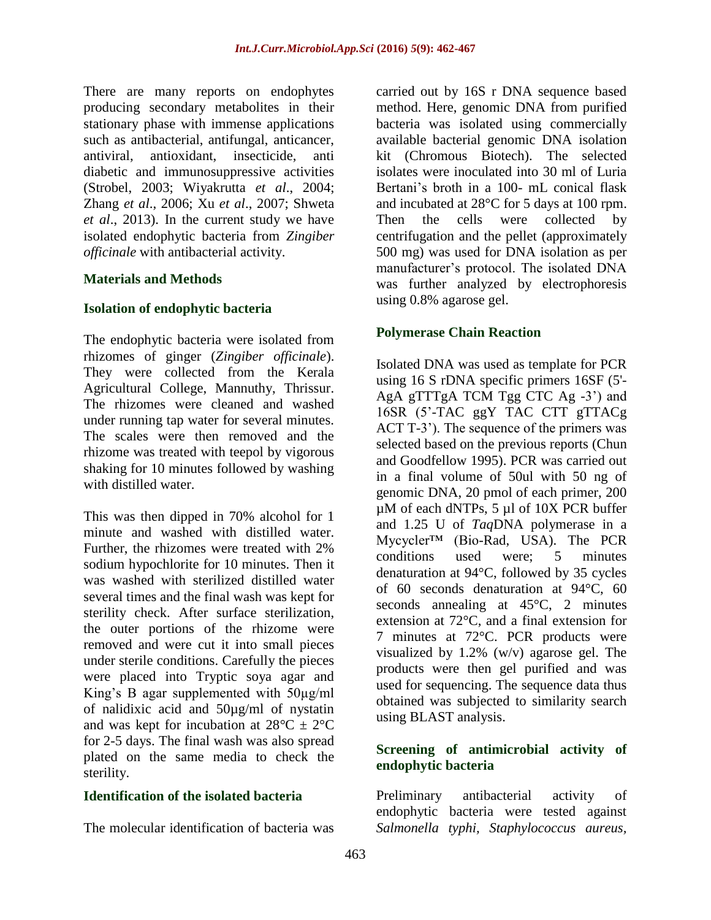There are many reports on endophytes producing secondary metabolites in their stationary phase with immense applications such as antibacterial, antifungal, anticancer, antiviral, antioxidant, insecticide, anti diabetic and immunosuppressive activities (Strobel, 2003; Wiyakrutta *et al*., 2004; Zhang *et al*., 2006; Xu *et al*., 2007; Shweta *et al*., 2013). In the current study we have isolated endophytic bacteria from *Zingiber officinale* with antibacterial activity.

## Materials and Methods

### Isolation of endophytic bacteria

The endophytic bacteria were isolated from rhizomes of ginger (*Zingiber officinale*). They were collected from the Kerala Agricultural College, Mannuthy, Thrissur. The rhizomes were cleaned and washed under running tap water for several minutes. The scales were then removed and the rhizome was treated with teepol by vigorous shaking for 10 minutes followed by washing with distilled water.

This was then dipped in 70% alcohol for 1 minute and washed with distilled water. Further, the rhizomes were treated with 2% sodium hypochlorite for 10 minutes. Then it was washed with sterilized distilled water several times and the final wash was kept for sterility check. After surface sterilization, the outer portions of the rhizome were removed and were cut it into small pieces under sterile conditions. Carefully the pieces were placed into Tryptic soya agar and King's B agar supplemented with 50µg/ml of nalidixic acid and 50µg/ml of nystatin and was kept for incubation at 28°C ± 2°C for 2-5 days. The final wash was also spread plated on the same media to check the sterility.

### Identification of the isolated bacteria

The molecular identification of bacteria was carried out by 16S r DNA sequence based method. Here, genomic DNA from purified bacteria was isolated using commercially available bacterial genomic DNA isolation kit (Chromous Biotech). The selected isolates were inoculated into 30 ml of Luria Bertani's broth in a 100- mL conical flask and incubated at 28°C for 5 days at 100 rpm. Then the cells were collected by centrifugation and the pellet (approximately 500 mg) was used for DNA isolation as per manufacturer's protocol. The isolated DNA was further analyzed by electrophoresis using 0.8% agarose gel.

### Polymerase Chain Reaction

Isolated DNA was used as template for PCR using 16 S rDNA specific primers 16SF (5'-AgA gTTTgA TCM Tgg CTC Ag -3') and 16SR (5'-TAC ggY TAC CTT gTTACg ACT T-3'). The sequence of the primers was selected based on the previous reports (Chun and Goodfellow 1995). PCR was carried out in a final volume of 50ul with 50 ng of genomic DNA, 20 pmol of each primer, 200 µM of each dNTPs, 5 µl of 10X PCR buffer and 1.25 U of *Taq*DNA polymerase in a Mycycler™ (Bio-Rad, USA). The PCR conditions used were; 5 minutes denaturation at 94°C, followed by 35 cycles of 60 seconds denaturation at 94°C, 60 seconds annealing at 45°C, 2 minutes extension at 72°C, and a final extension for 7 minutes at 72°C. PCR products were visualized by 1.2% (w/v) agarose gel. The products were then gel purified and was used for sequencing. The sequence data thus obtained was subjected to similarity search using BLAST analysis.

### Screening of antimicrobial activity of endophytic bacteria

Preliminary antibacterial activity of endophytic bacteria were tested against *Salmonella typhi, Staphylococcus aureus,*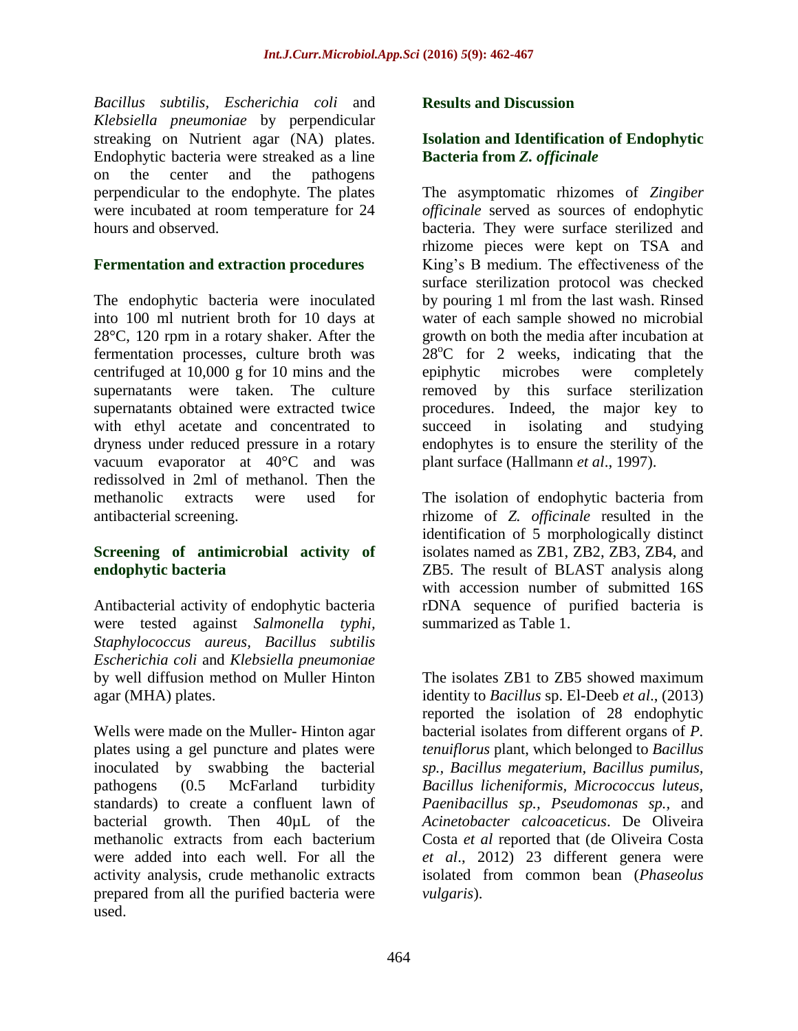*Bacillus subtilis, Escherichia coli* and *Klebsiella pneumoniae* by perpendicular streaking on Nutrient agar (NA) plates. Endophytic bacteria were streaked as a line on the center and the pathogens perpendicular to the endophyte. The plates were incubated at room temperature for 24 hours and observed.

### Fermentation and extraction procedures

The endophytic bacteria were inoculated into 100 ml nutrient broth for 10 days at 28°C, 120 rpm in a rotary shaker. After the fermentation processes, culture broth was centrifuged at 10,000 g for 10 mins and the supernatants were taken. The culture supernatants obtained were extracted twice with ethyl acetate and concentrated to dryness under reduced pressure in a rotary vacuum evaporator at 40°C and was redissolved in 2ml of methanol. Then the methanolic extracts were used for antibacterial screening.

### Screening of antimicrobial activity of endophytic bacteria

Antibacterial activity of endophytic bacteria were tested against *Salmonella typhi, Staphylococcus aureus, Bacillus subtilis Escherichia coli* and *Klebsiella pneumoniae* by well diffusion method on Muller Hinton agar (MHA) plates.

Wells were made on the Muller- Hinton agar plates using a gel puncture and plates were inoculated by swabbing the bacterial pathogens (0.5 McFarland turbidity standards) to create a confluent lawn of bacterial growth. Then 40µL of the methanolic extracts from each bacterium were added into each well. For all the activity analysis, crude methanolic extracts prepared from all the purified bacteria were used.

## Results and Discussion

### Isolation and Identification of Endophytic Bacteria from *Z. officinale*

The asymptomatic rhizomes of *Zingiber officinale* served as sources of endophytic bacteria. They were surface sterilized and rhizome pieces were kept on TSA and King's B medium. The effectiveness of the surface sterilization protocol was checked by pouring 1 ml from the last wash. Rinsed water of each sample showed no microbial growth on both the media after incubation at 28°C for 2 weeks, indicating that the epiphytic microbes were completely removed by this surface sterilization procedures. Indeed, the major key to succeed in isolating and studying endophytes is to ensure the sterility of the plant surface (Hallmann *et al*., 1997).

The isolation of endophytic bacteria from rhizome of *Z. officinale* resulted in the identification of 5 morphologically distinct isolates named as ZB1, ZB2, ZB3, ZB4, and ZB5. The result of BLAST analysis along with accession number of submitted 16S rDNA sequence of purified bacteria is summarized as Table 1.

The isolates ZB1 to ZB5 showed maximum identity to *Bacillus* sp. El-Deeb *et al*., (2013) reported the isolation of 28 endophytic bacterial isolates from different organs of *P. tenuiflorus* plant, which belonged to *Bacillus sp., Bacillus megaterium, Bacillus pumilus, Bacillus licheniformis, Micrococcus luteus, Paenibacillus sp., Pseudomonas sp.,* and *Acinetobacter calcoaceticus*. De Oliveira Costa *et al* reported that (de Oliveira Costa *et al*., 2012) 23 different genera were isolated from common bean (*Phaseolus vulgaris*).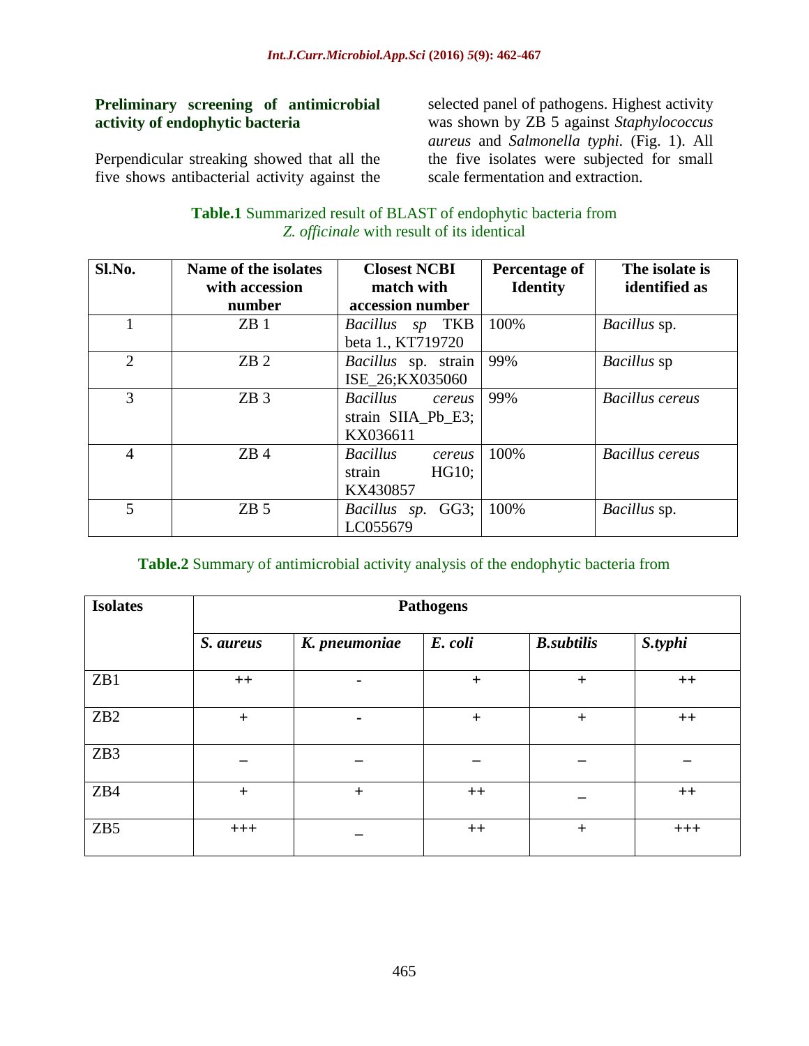**Preliminary screening of antimicrobial activity of endophytic bacteria**

Perpendicular streaking showed that all the five shows antibacterial activity against the selected panel of pathogens. Highest activity was shown by ZB 5 against *Staphylococcus aureus* and *Salmonella typhi.* (Fig. 1). All the five isolates were subjected for small scale fermentation and extraction.

**Table.1** Summarized result of BLAST of endophytic bacteria from *Z. officinale* with result of its identical

| Sl.No. | Name of the isolates with accession number | Closest NCBI match with accession number | Percentage of Identity | The isolate is identified as |
|---|---|---|---|---|
| 1 | ZB 1 | *Bacillus sp* TKB beta 1., KT719720 | 100% | *Bacillus* sp. |
| 2 | ZB 2 | *Bacillus* sp. strain ISE_26;KX035060 | 99% | *Bacillus* sp |
| 3 | ZB 3 | *Bacillus cereus* strain SIIA_Pb_E3; KX036611 | 99% | *Bacillus cereus* |
| 4 | ZB 4 | *Bacillus cereus* strain HG10; KX430857 | 100% | *Bacillus cereus* |
| 5 | ZB 5 | *Bacillus sp.* GG3; LC055679 | 100% | *Bacillus* sp. |

**Table.2** Summary of antimicrobial activity analysis of the endophytic bacteria from

| Isolates | Pathogens | | | | |
|---|---|---|---|---|---|
| | *S. aureus* | *K. pneumoniae* | *E. coli* | *B.subtilis* | *S.typhi* |
| ZB1 | ++ | - | + | + | ++ |
| ZB2 | + | - | + | + | ++ |
| ZB3 | – | – | – | – | – |
| ZB4 | + | + | ++ | – | ++ |
| ZB5 | +++ | – | ++ | + | +++ |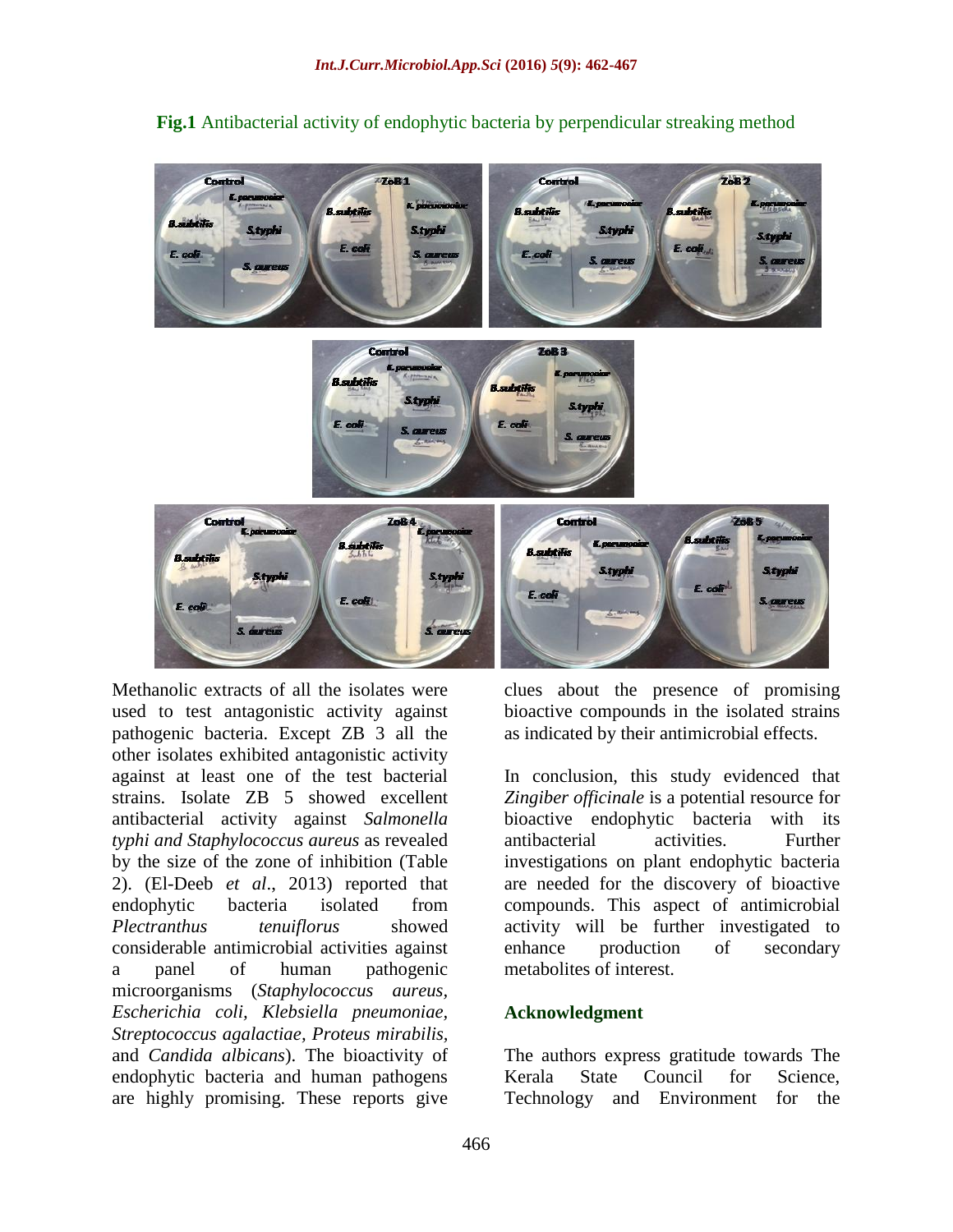**Fig.1** Antibacterial activity of endophytic bacteria by perpendicular streaking method

Methanolic extracts of all the isolates were used to test antagonistic activity against pathogenic bacteria. Except ZB 3 all the other isolates exhibited antagonistic activity against at least one of the test bacterial strains. Isolate ZB 5 showed excellent antibacterial activity against *Salmonella typhi and Staphylococcus aureus* as revealed by the size of the zone of inhibition (Table 2). (El-Deeb *et al*., 2013) reported that endophytic bacteria isolated from *Plectranthus tenuiflorus* showed considerable antimicrobial activities against a panel of human pathogenic microorganisms (*Staphylococcus aureus*, *Escherichia coli*, *Klebsiella pneumoniae*, *Streptococcus agalactiae*, *Proteus mirabilis*, and *Candida albicans*). The bioactivity of endophytic bacteria and human pathogens are highly promising. These reports give clues about the presence of promising bioactive compounds in the isolated strains as indicated by their antimicrobial effects.

In conclusion, this study evidenced that *Zingiber officinale* is a potential resource for bioactive endophytic bacteria with its antibacterial activities. Further investigations on plant endophytic bacteria are needed for the discovery of bioactive compounds. This aspect of antimicrobial activity will be further investigated to enhance production of secondary metabolites of interest.

## Acknowledgment

The authors express gratitude towards The Kerala State Council for Science, Technology and Environment for the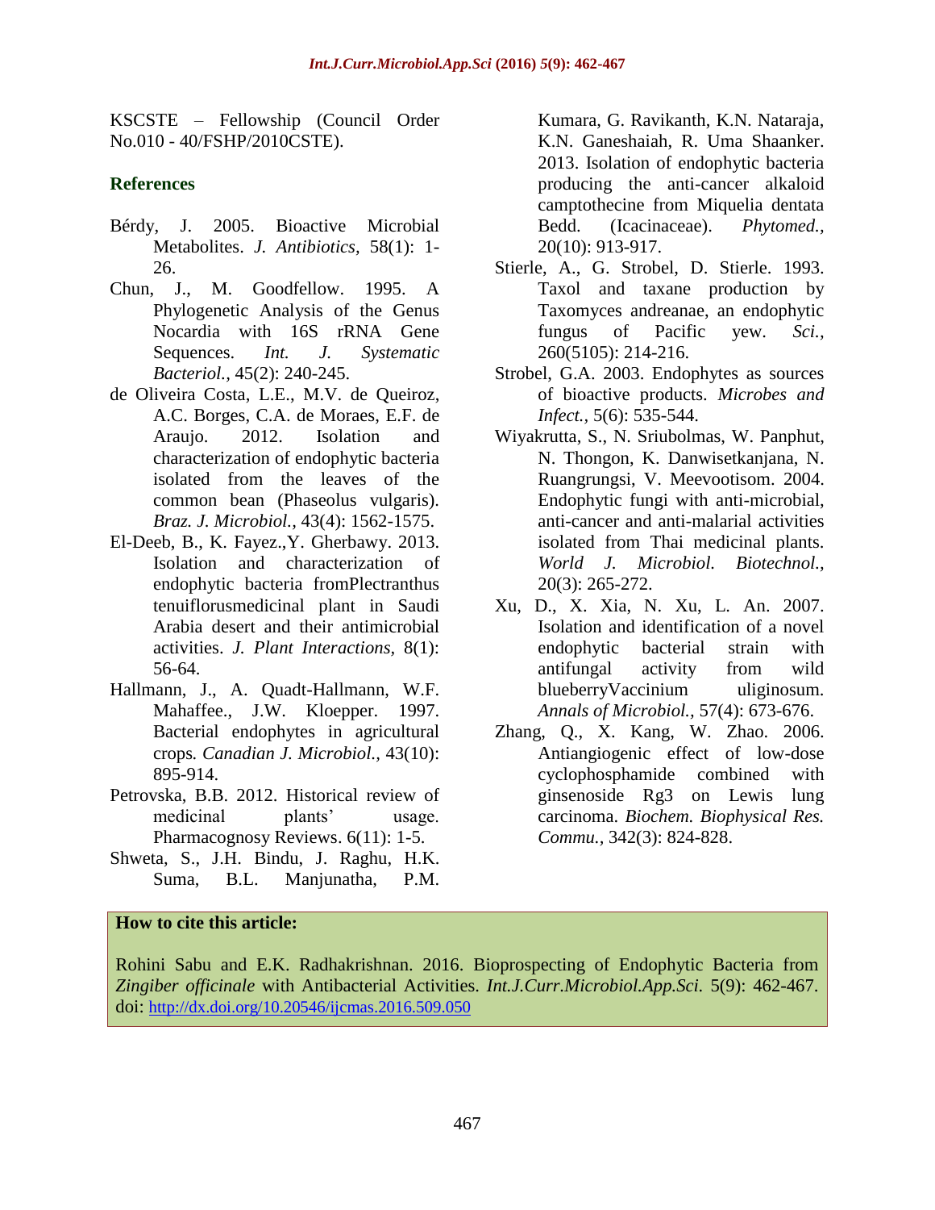KSCSTE – Fellowship (Council Order No.010 - 40/FSHP/2010CSTE).

## References

Bérdy, J. 2005. Bioactive Microbial Metabolites. *J. Antibiotics*, 58(1): 1-26.

Chun, J., M. Goodfellow. 1995. A Phylogenetic Analysis of the Genus Nocardia with 16S rRNA Gene Sequences. *Int. J. Systematic Bacteriol.,* 45(2): 240-245.

de Oliveira Costa, L.E., M.V. de Queiroz, A.C. Borges, C.A. de Moraes, E.F. de Araujo. 2012. Isolation and characterization of endophytic bacteria isolated from the leaves of the common bean (Phaseolus vulgaris). *Braz. J. Microbiol.,* 43(4): 1562-1575.

El-Deeb, B., K. Fayez.,Y. Gherbawy. 2013. Isolation and characterization of endophytic bacteria fromPlectranthus tenuiflorusmedicinal plant in Saudi Arabia desert and their antimicrobial activities. *J. Plant Interactions,* 8(1): 56-64.

Hallmann, J., A. Quadt-Hallmann, W.F. Mahaffee., J.W. Kloepper. 1997. Bacterial endophytes in agricultural crops. *Canadian J. Microbiol.,* 43(10): 895-914.

Petrovska, B.B. 2012. Historical review of medicinal plants' usage. Pharmacognosy Reviews. 6(11): 1-5.

Shweta, S., J.H. Bindu, J. Raghu, H.K. Suma, B.L. Manjunatha, P.M. Kumara, G. Ravikanth, K.N. Nataraja, K.N. Ganeshaiah, R. Uma Shaanker. 2013. Isolation of endophytic bacteria producing the anti-cancer alkaloid camptothecine from Miquelia dentata Bedd. (Icacinaceae). *Phytomed.,* 20(10): 913-917.

Stierle, A., G. Strobel, D. Stierle. 1993. Taxol and taxane production by Taxomyces andreanae, an endophytic fungus of Pacific yew. *Sci.,* 260(5105): 214-216.

Strobel, G.A. 2003. Endophytes as sources of bioactive products. *Microbes and Infect.,* 5(6): 535-544.

Wiyakrutta, S., N. Sriubolmas, W. Panphut, N. Thongon, K. Danwisetkanjana, N. Ruangrungsi, V. Meevootisom. 2004. Endophytic fungi with anti-microbial, anti-cancer and anti-malarial activities isolated from Thai medicinal plants. *World J. Microbiol. Biotechnol.,* 20(3): 265-272.

Xu, D., X. Xia, N. Xu, L. An. 2007. Isolation and identification of a novel endophytic bacterial strain with antifungal activity from wild blueberryVaccinium uliginosum. *Annals of Microbiol.,* 57(4): 673-676.

Zhang, Q., X. Kang, W. Zhao. 2006. Antiangiogenic effect of low-dose cyclophosphamide combined with ginsenoside Rg3 on Lewis lung carcinoma. *Biochem. Biophysical Res. Commu.,* 342(3): 824-828.

**How to cite this article:**

Rohini Sabu and E.K. Radhakrishnan. 2016. Bioprospecting of Endophytic Bacteria from *Zingiber officinale* with Antibacterial Activities. *Int.J.Curr.Microbiol.App.Sci.* 5(9): 462-467. doi: http://dx.doi.org/10.20546/ijcmas.2016.509.050